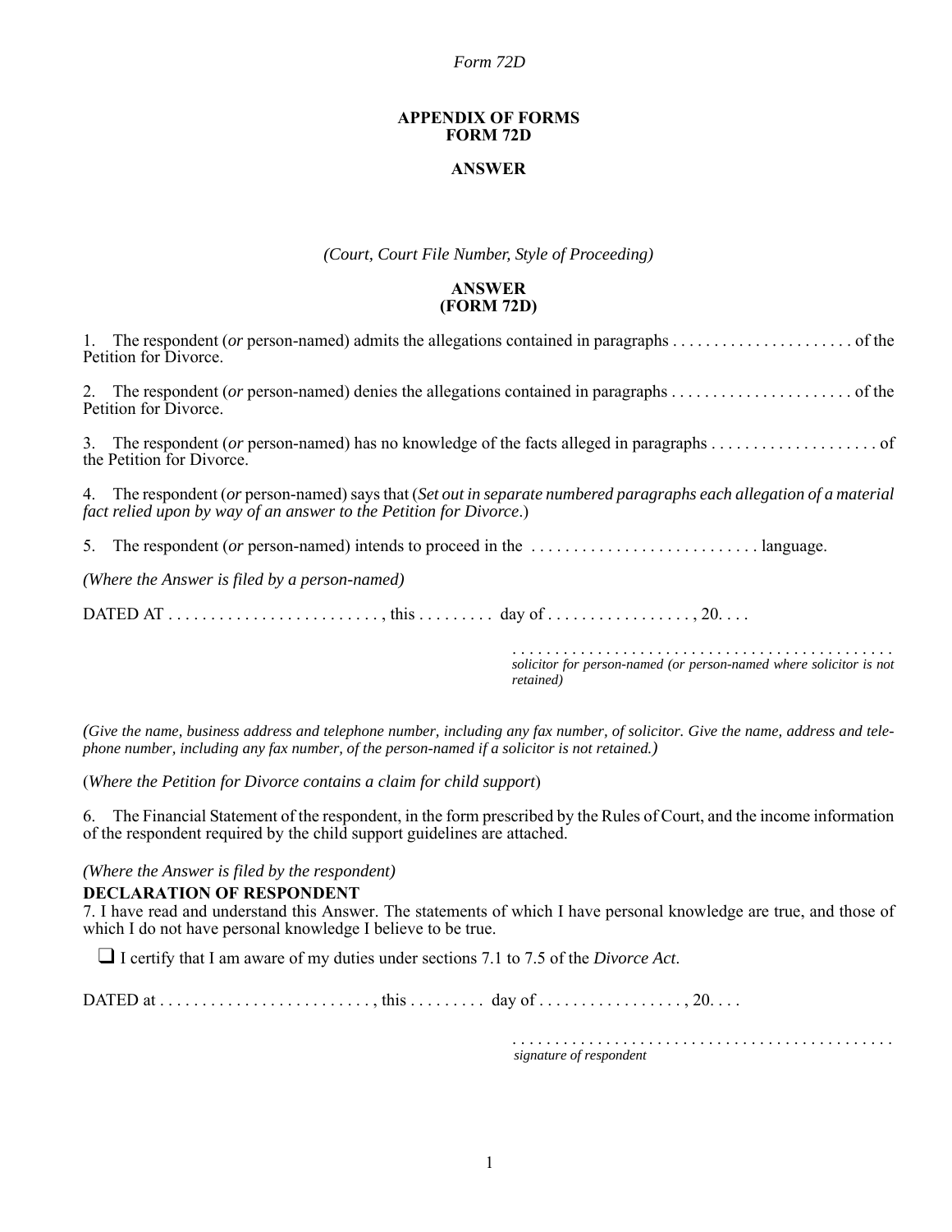*Form 72D*

**APPENDIX OF FORMS**
**FORM 72D**

**ANSWER**

*(Court, Court File Number, Style of Proceeding)*

**ANSWER**
**(FORM 72D)**

1. The respondent (*or* person-named) admits the allegations contained in paragraphs . . . . . . . . . . . . . . . . . . . . . . of the Petition for Divorce.

2. The respondent (*or* person-named) denies the allegations contained in paragraphs . . . . . . . . . . . . . . . . . . . . . . of the Petition for Divorce.

3. The respondent (*or* person-named) has no knowledge of the facts alleged in paragraphs . . . . . . . . . . . . . . . . . . . . of the Petition for Divorce.

4. The respondent (*or* person-named) says that (*Set out in separate numbered paragraphs each allegation of a material fact relied upon by way of an answer to the Petition for Divorce*.)

5. The respondent (*or* person-named) intends to proceed in the . . . . . . . . . . . . . . . . . . . . . . . . . . language.

*(Where the Answer is filed by a person-named)*

DATED AT . . . . . . . . . . . . . . . . . . . . . . . . . , this . . . . . . . . . day of . . . . . . . . . . . . . . . . . , 20. . . .

. . . . . . . . . . . . . . . . . . . . . . . . . . . . . . . . . . . . . . . . . . . . . .
*solicitor for person-named (or person-named where solicitor is not retained)*

*(Give the name, business address and telephone number, including any fax number, of solicitor. Give the name, address and telephone number, including any fax number, of the person-named if a solicitor is not retained.)*

(*Where the Petition for Divorce contains a claim for child support*)

6. The Financial Statement of the respondent, in the form prescribed by the Rules of Court, and the income information of the respondent required by the child support guidelines are attached.

*(Where the Answer is filed by the respondent)*

**DECLARATION OF RESPONDENT**

7. I have read and understand this Answer. The statements of which I have personal knowledge are true, and those of which I do not have personal knowledge I believe to be true.

❑ I certify that I am aware of my duties under sections 7.1 to 7.5 of the *Divorce Act*.

DATED at . . . . . . . . . . . . . . . . . . . . . . . . . , this . . . . . . . . . day of . . . . . . . . . . . . . . . . . , 20. . . .

. . . . . . . . . . . . . . . . . . . . . . . . . . . . . . . . . . . . . . . . . . . . . .
*signature of respondent*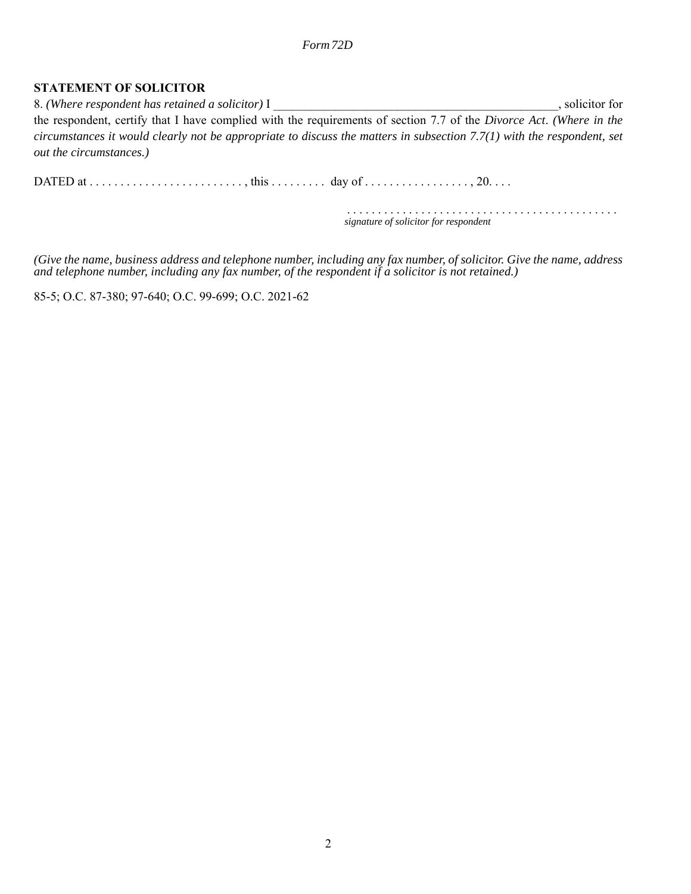*Form 72D*

**STATEMENT OF SOLICITOR**

8. *(Where respondent has retained a solicitor)* I _______________________________________________, solicitor for the respondent, certify that I have complied with the requirements of section 7.7 of the *Divorce Act*. *(Where in the circumstances it would clearly not be appropriate to discuss the matters in subsection 7.7(1) with the respondent, set out the circumstances.)*

DATED at . . . . . . . . . . . . . . . . . . . . . . . . . , this . . . . . . . . . day of . . . . . . . . . . . . . . . . . , 20. . . .

. . . . . . . . . . . . . . . . . . . . . . . . . . . . . . . . . . . . . . . . . . . . .
*signature of solicitor for respondent*

*(Give the name, business address and telephone number, including any fax number, of solicitor. Give the name, address and telephone number, including any fax number, of the respondent if a solicitor is not retained.)*

85-5; O.C. 87-380; 97-640; O.C. 99-699; O.C. 2021-62